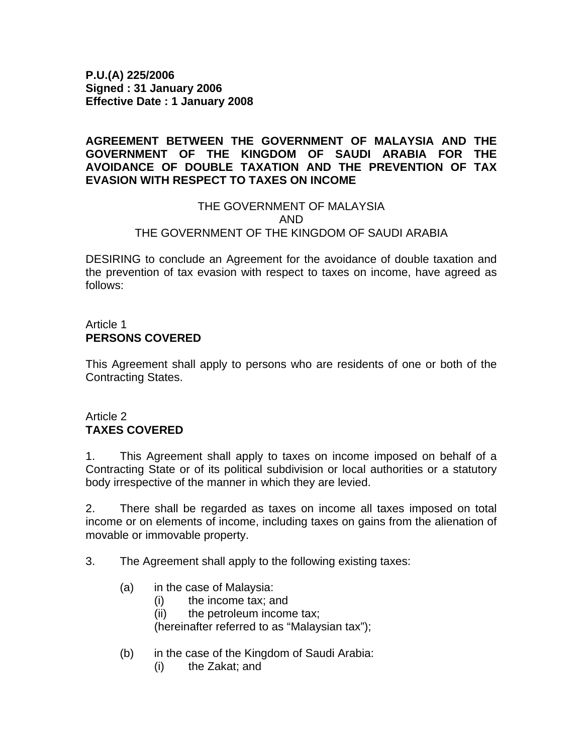**P.U.(A) 225/2006**
**Signed : 31 January 2006**
**Effective Date : 1 January 2008**

# AGREEMENT BETWEEN THE GOVERNMENT OF MALAYSIA AND THE GOVERNMENT OF THE KINGDOM OF SAUDI ARABIA FOR THE AVOIDANCE OF DOUBLE TAXATION AND THE PREVENTION OF TAX EVASION WITH RESPECT TO TAXES ON INCOME

THE GOVERNMENT OF MALAYSIA
AND
THE GOVERNMENT OF THE KINGDOM OF SAUDI ARABIA

DESIRING to conclude an Agreement for the avoidance of double taxation and the prevention of tax evasion with respect to taxes on income, have agreed as follows:

## Article 1
**PERSONS COVERED**

This Agreement shall apply to persons who are residents of one or both of the Contracting States.

## Article 2
**TAXES COVERED**

1. This Agreement shall apply to taxes on income imposed on behalf of a Contracting State or of its political subdivision or local authorities or a statutory body irrespective of the manner in which they are levied.

2. There shall be regarded as taxes on income all taxes imposed on total income or on elements of income, including taxes on gains from the alienation of movable or immovable property.

3. The Agreement shall apply to the following existing taxes:

(a) in the case of Malaysia:
   (i) the income tax; and
   (ii) the petroleum income tax;
   (hereinafter referred to as "Malaysian tax");

(b) in the case of the Kingdom of Saudi Arabia:
   (i) the Zakat; and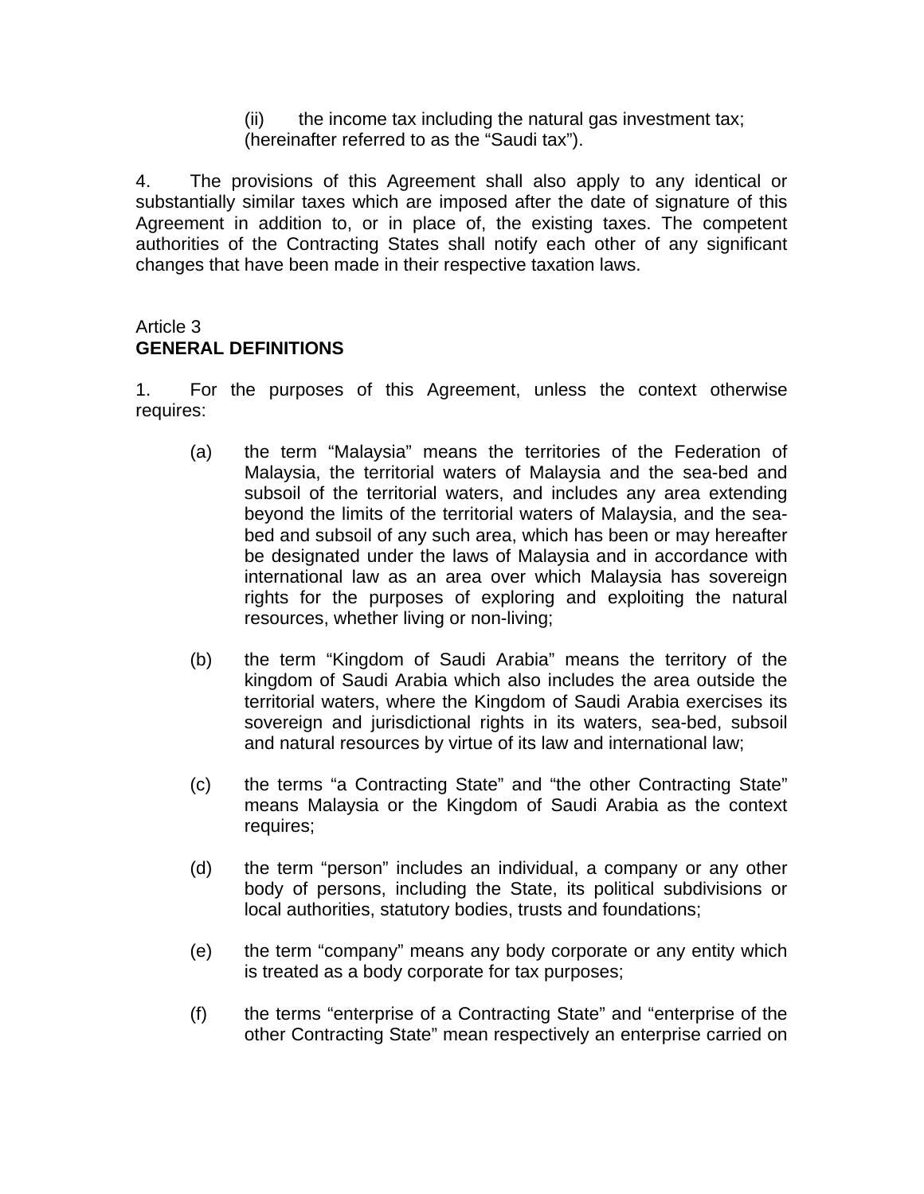(ii) the income tax including the natural gas investment tax;
(hereinafter referred to as the "Saudi tax").

4. The provisions of this Agreement shall also apply to any identical or substantially similar taxes which are imposed after the date of signature of this Agreement in addition to, or in place of, the existing taxes. The competent authorities of the Contracting States shall notify each other of any significant changes that have been made in their respective taxation laws.

Article 3
**GENERAL DEFINITIONS**

1. For the purposes of this Agreement, unless the context otherwise requires:

(a) the term "Malaysia" means the territories of the Federation of Malaysia, the territorial waters of Malaysia and the sea-bed and subsoil of the territorial waters, and includes any area extending beyond the limits of the territorial waters of Malaysia, and the sea-bed and subsoil of any such area, which has been or may hereafter be designated under the laws of Malaysia and in accordance with international law as an area over which Malaysia has sovereign rights for the purposes of exploring and exploiting the natural resources, whether living or non-living;

(b) the term "Kingdom of Saudi Arabia" means the territory of the kingdom of Saudi Arabia which also includes the area outside the territorial waters, where the Kingdom of Saudi Arabia exercises its sovereign and jurisdictional rights in its waters, sea-bed, subsoil and natural resources by virtue of its law and international law;

(c) the terms "a Contracting State" and "the other Contracting State" means Malaysia or the Kingdom of Saudi Arabia as the context requires;

(d) the term "person" includes an individual, a company or any other body of persons, including the State, its political subdivisions or local authorities, statutory bodies, trusts and foundations;

(e) the term "company" means any body corporate or any entity which is treated as a body corporate for tax purposes;

(f) the terms "enterprise of a Contracting State" and "enterprise of the other Contracting State" mean respectively an enterprise carried on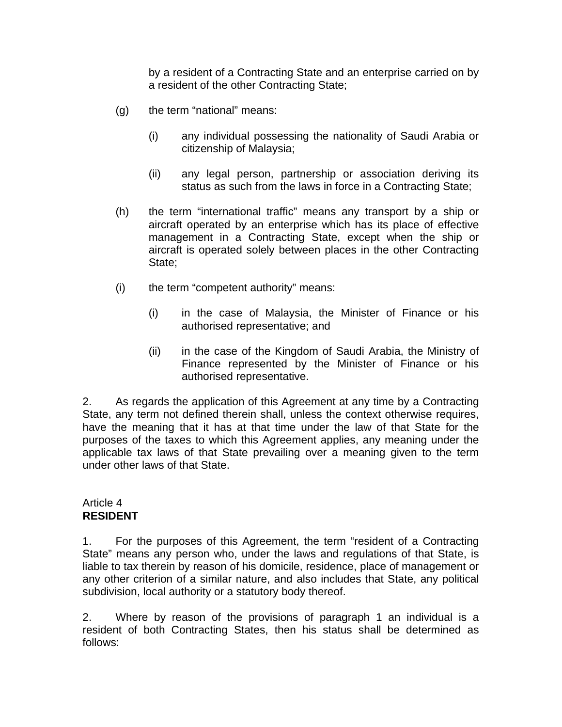by a resident of a Contracting State and an enterprise carried on by a resident of the other Contracting State;

(g) the term “national” means:

  (i) any individual possessing the nationality of Saudi Arabia or citizenship of Malaysia;

  (ii) any legal person, partnership or association deriving its status as such from the laws in force in a Contracting State;

(h) the term “international traffic” means any transport by a ship or aircraft operated by an enterprise which has its place of effective management in a Contracting State, except when the ship or aircraft is operated solely between places in the other Contracting State;

(i) the term “competent authority” means:

  (i) in the case of Malaysia, the Minister of Finance or his authorised representative; and

  (ii) in the case of the Kingdom of Saudi Arabia, the Ministry of Finance represented by the Minister of Finance or his authorised representative.

2. As regards the application of this Agreement at any time by a Contracting State, any term not defined therein shall, unless the context otherwise requires, have the meaning that it has at that time under the law of that State for the purposes of the taxes to which this Agreement applies, any meaning under the applicable tax laws of that State prevailing over a meaning given to the term under other laws of that State.

Article 4
**RESIDENT**

1. For the purposes of this Agreement, the term “resident of a Contracting State” means any person who, under the laws and regulations of that State, is liable to tax therein by reason of his domicile, residence, place of management or any other criterion of a similar nature, and also includes that State, any political subdivision, local authority or a statutory body thereof.

2. Where by reason of the provisions of paragraph 1 an individual is a resident of both Contracting States, then his status shall be determined as follows: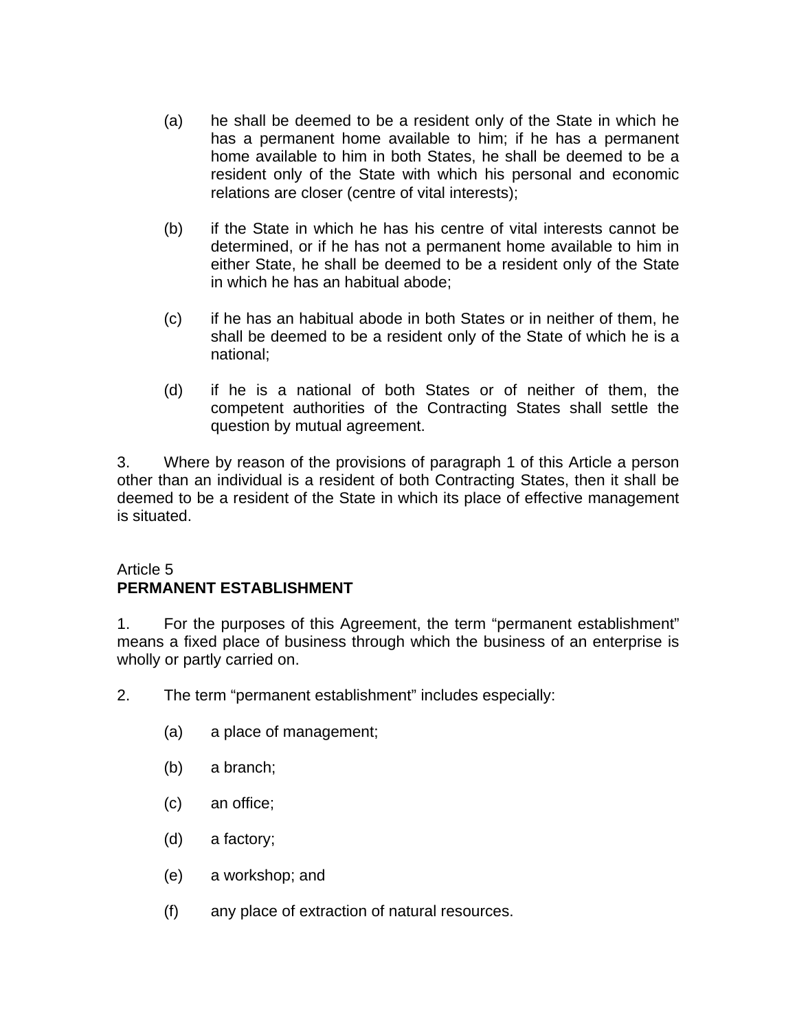(a) he shall be deemed to be a resident only of the State in which he has a permanent home available to him; if he has a permanent home available to him in both States, he shall be deemed to be a resident only of the State with which his personal and economic relations are closer (centre of vital interests);

(b) if the State in which he has his centre of vital interests cannot be determined, or if he has not a permanent home available to him in either State, he shall be deemed to be a resident only of the State in which he has an habitual abode;

(c) if he has an habitual abode in both States or in neither of them, he shall be deemed to be a resident only of the State of which he is a national;

(d) if he is a national of both States or of neither of them, the competent authorities of the Contracting States shall settle the question by mutual agreement.

3. Where by reason of the provisions of paragraph 1 of this Article a person other than an individual is a resident of both Contracting States, then it shall be deemed to be a resident of the State in which its place of effective management is situated.

Article 5
**PERMANENT ESTABLISHMENT**

1. For the purposes of this Agreement, the term “permanent establishment” means a fixed place of business through which the business of an enterprise is wholly or partly carried on.

2. The term “permanent establishment” includes especially:

(a) a place of management;

(b) a branch;

(c) an office;

(d) a factory;

(e) a workshop; and

(f) any place of extraction of natural resources.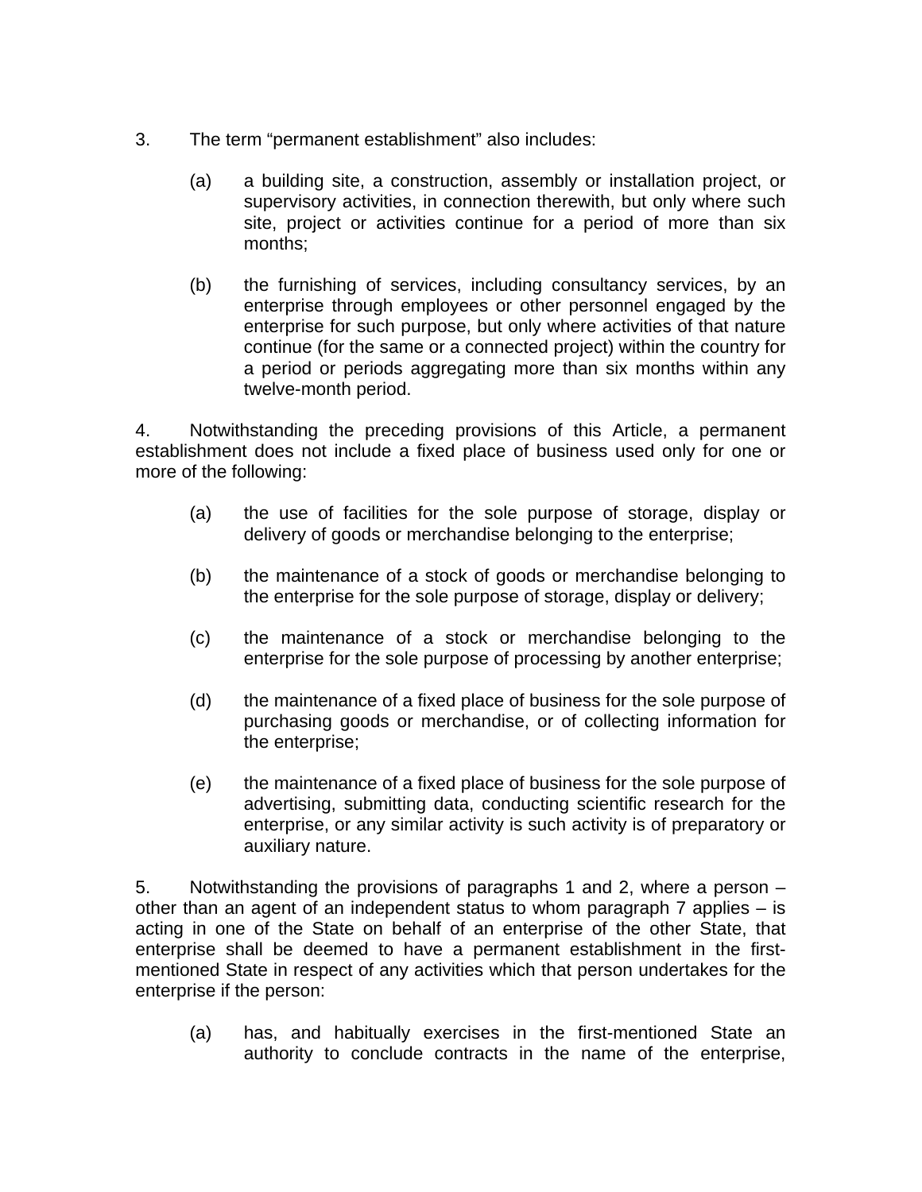3. The term “permanent establishment” also includes:

   (a) a building site, a construction, assembly or installation project, or supervisory activities, in connection therewith, but only where such site, project or activities continue for a period of more than six months;

   (b) the furnishing of services, including consultancy services, by an enterprise through employees or other personnel engaged by the enterprise for such purpose, but only where activities of that nature continue (for the same or a connected project) within the country for a period or periods aggregating more than six months within any twelve-month period.

4. Notwithstanding the preceding provisions of this Article, a permanent establishment does not include a fixed place of business used only for one or more of the following:

   (a) the use of facilities for the sole purpose of storage, display or delivery of goods or merchandise belonging to the enterprise;

   (b) the maintenance of a stock of goods or merchandise belonging to the enterprise for the sole purpose of storage, display or delivery;

   (c) the maintenance of a stock or merchandise belonging to the enterprise for the sole purpose of processing by another enterprise;

   (d) the maintenance of a fixed place of business for the sole purpose of purchasing goods or merchandise, or of collecting information for the enterprise;

   (e) the maintenance of a fixed place of business for the sole purpose of advertising, submitting data, conducting scientific research for the enterprise, or any similar activity is such activity is of preparatory or auxiliary nature.

5. Notwithstanding the provisions of paragraphs 1 and 2, where a person – other than an agent of an independent status to whom paragraph 7 applies – is acting in one of the State on behalf of an enterprise of the other State, that enterprise shall be deemed to have a permanent establishment in the first-mentioned State in respect of any activities which that person undertakes for the enterprise if the person:

   (a) has, and habitually exercises in the first-mentioned State an authority to conclude contracts in the name of the enterprise,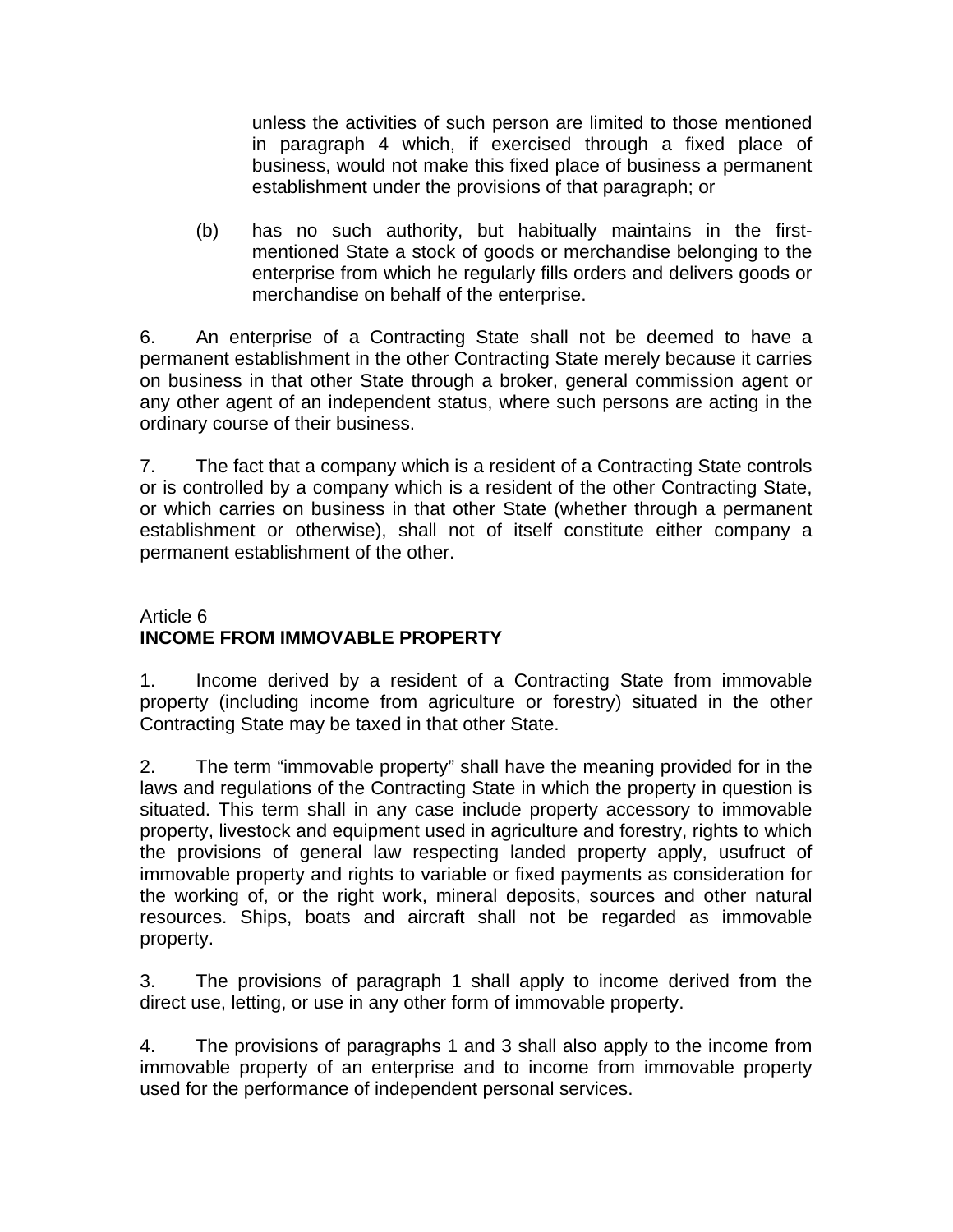unless the activities of such person are limited to those mentioned in paragraph 4 which, if exercised through a fixed place of business, would not make this fixed place of business a permanent establishment under the provisions of that paragraph; or

(b) has no such authority, but habitually maintains in the first-mentioned State a stock of goods or merchandise belonging to the enterprise from which he regularly fills orders and delivers goods or merchandise on behalf of the enterprise.

6. An enterprise of a Contracting State shall not be deemed to have a permanent establishment in the other Contracting State merely because it carries on business in that other State through a broker, general commission agent or any other agent of an independent status, where such persons are acting in the ordinary course of their business.

7. The fact that a company which is a resident of a Contracting State controls or is controlled by a company which is a resident of the other Contracting State, or which carries on business in that other State (whether through a permanent establishment or otherwise), shall not of itself constitute either company a permanent establishment of the other.

Article 6
**INCOME FROM IMMOVABLE PROPERTY**

1. Income derived by a resident of a Contracting State from immovable property (including income from agriculture or forestry) situated in the other Contracting State may be taxed in that other State.

2. The term "immovable property" shall have the meaning provided for in the laws and regulations of the Contracting State in which the property in question is situated. This term shall in any case include property accessory to immovable property, livestock and equipment used in agriculture and forestry, rights to which the provisions of general law respecting landed property apply, usufruct of immovable property and rights to variable or fixed payments as consideration for the working of, or the right work, mineral deposits, sources and other natural resources. Ships, boats and aircraft shall not be regarded as immovable property.

3. The provisions of paragraph 1 shall apply to income derived from the direct use, letting, or use in any other form of immovable property.

4. The provisions of paragraphs 1 and 3 shall also apply to the income from immovable property of an enterprise and to income from immovable property used for the performance of independent personal services.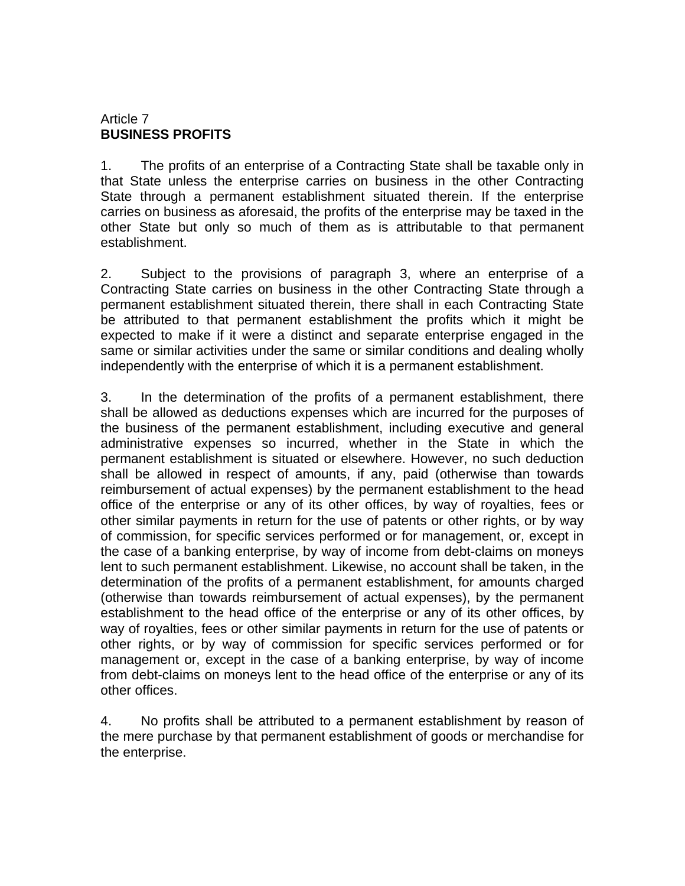Article 7
**BUSINESS PROFITS**

1. The profits of an enterprise of a Contracting State shall be taxable only in that State unless the enterprise carries on business in the other Contracting State through a permanent establishment situated therein. If the enterprise carries on business as aforesaid, the profits of the enterprise may be taxed in the other State but only so much of them as is attributable to that permanent establishment.

2. Subject to the provisions of paragraph 3, where an enterprise of a Contracting State carries on business in the other Contracting State through a permanent establishment situated therein, there shall in each Contracting State be attributed to that permanent establishment the profits which it might be expected to make if it were a distinct and separate enterprise engaged in the same or similar activities under the same or similar conditions and dealing wholly independently with the enterprise of which it is a permanent establishment.

3. In the determination of the profits of a permanent establishment, there shall be allowed as deductions expenses which are incurred for the purposes of the business of the permanent establishment, including executive and general administrative expenses so incurred, whether in the State in which the permanent establishment is situated or elsewhere. However, no such deduction shall be allowed in respect of amounts, if any, paid (otherwise than towards reimbursement of actual expenses) by the permanent establishment to the head office of the enterprise or any of its other offices, by way of royalties, fees or other similar payments in return for the use of patents or other rights, or by way of commission, for specific services performed or for management, or, except in the case of a banking enterprise, by way of income from debt-claims on moneys lent to such permanent establishment. Likewise, no account shall be taken, in the determination of the profits of a permanent establishment, for amounts charged (otherwise than towards reimbursement of actual expenses), by the permanent establishment to the head office of the enterprise or any of its other offices, by way of royalties, fees or other similar payments in return for the use of patents or other rights, or by way of commission for specific services performed or for management or, except in the case of a banking enterprise, by way of income from debt-claims on moneys lent to the head office of the enterprise or any of its other offices.

4. No profits shall be attributed to a permanent establishment by reason of the mere purchase by that permanent establishment of goods or merchandise for the enterprise.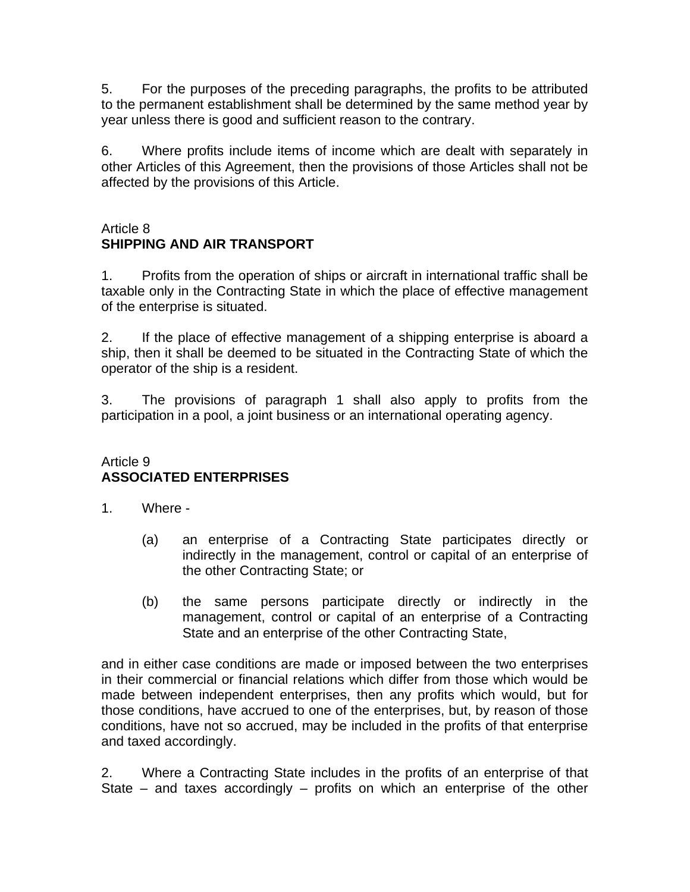5. For the purposes of the preceding paragraphs, the profits to be attributed to the permanent establishment shall be determined by the same method year by year unless there is good and sufficient reason to the contrary.

6. Where profits include items of income which are dealt with separately in other Articles of this Agreement, then the provisions of those Articles shall not be affected by the provisions of this Article.

## Article 8
## **SHIPPING AND AIR TRANSPORT**

1. Profits from the operation of ships or aircraft in international traffic shall be taxable only in the Contracting State in which the place of effective management of the enterprise is situated.

2. If the place of effective management of a shipping enterprise is aboard a ship, then it shall be deemed to be situated in the Contracting State of which the operator of the ship is a resident.

3. The provisions of paragraph 1 shall also apply to profits from the participation in a pool, a joint business or an international operating agency.

## Article 9
## **ASSOCIATED ENTERPRISES**

1. Where -

   (a) an enterprise of a Contracting State participates directly or indirectly in the management, control or capital of an enterprise of the other Contracting State; or

   (b) the same persons participate directly or indirectly in the management, control or capital of an enterprise of a Contracting State and an enterprise of the other Contracting State,

and in either case conditions are made or imposed between the two enterprises in their commercial or financial relations which differ from those which would be made between independent enterprises, then any profits which would, but for those conditions, have accrued to one of the enterprises, but, by reason of those conditions, have not so accrued, may be included in the profits of that enterprise and taxed accordingly.

2. Where a Contracting State includes in the profits of an enterprise of that State – and taxes accordingly – profits on which an enterprise of the other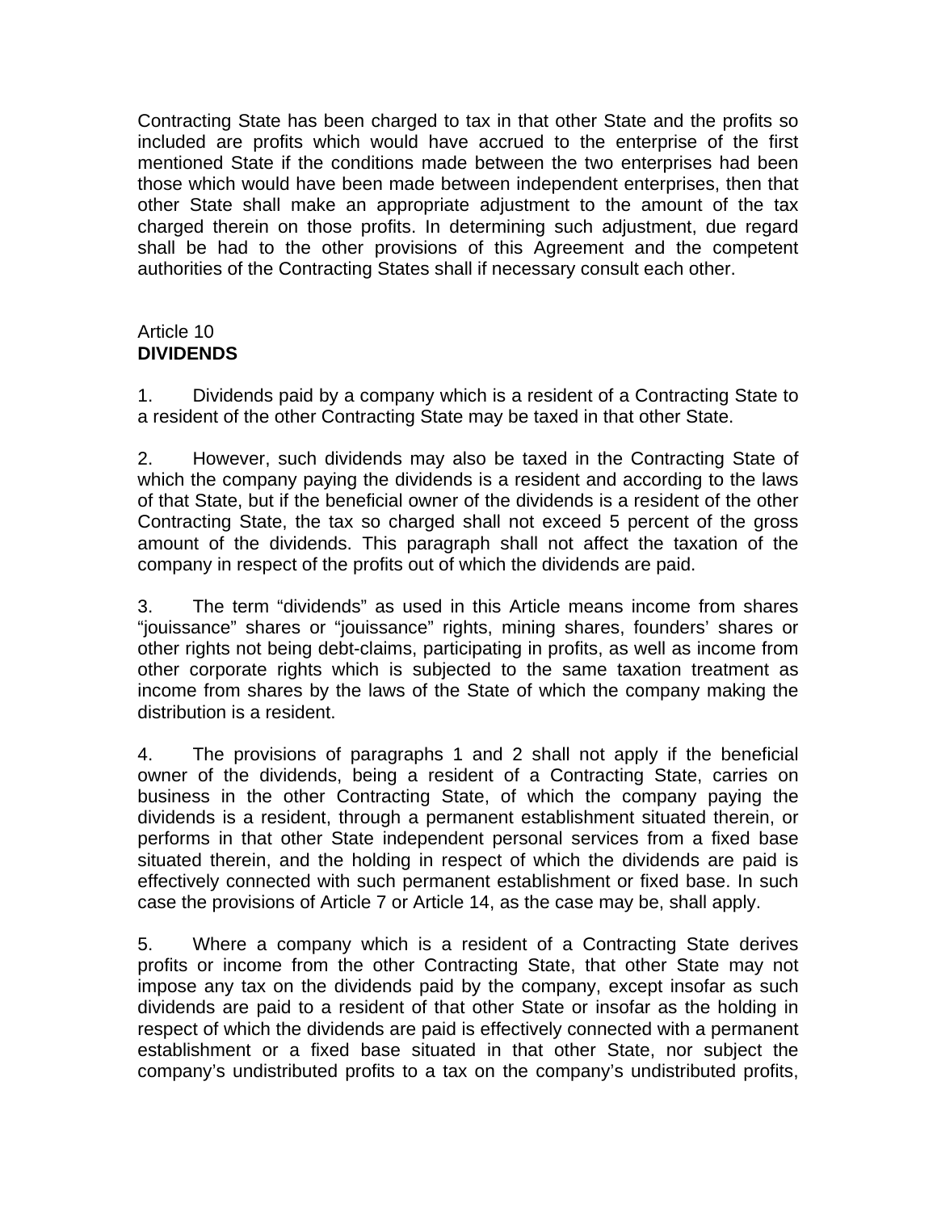Contracting State has been charged to tax in that other State and the profits so included are profits which would have accrued to the enterprise of the first mentioned State if the conditions made between the two enterprises had been those which would have been made between independent enterprises, then that other State shall make an appropriate adjustment to the amount of the tax charged therein on those profits. In determining such adjustment, due regard shall be had to the other provisions of this Agreement and the competent authorities of the Contracting States shall if necessary consult each other.

Article 10
**DIVIDENDS**

1. Dividends paid by a company which is a resident of a Contracting State to a resident of the other Contracting State may be taxed in that other State.

2. However, such dividends may also be taxed in the Contracting State of which the company paying the dividends is a resident and according to the laws of that State, but if the beneficial owner of the dividends is a resident of the other Contracting State, the tax so charged shall not exceed 5 percent of the gross amount of the dividends. This paragraph shall not affect the taxation of the company in respect of the profits out of which the dividends are paid.

3. The term “dividends” as used in this Article means income from shares “jouissance” shares or “jouissance” rights, mining shares, founders’ shares or other rights not being debt-claims, participating in profits, as well as income from other corporate rights which is subjected to the same taxation treatment as income from shares by the laws of the State of which the company making the distribution is a resident.

4. The provisions of paragraphs 1 and 2 shall not apply if the beneficial owner of the dividends, being a resident of a Contracting State, carries on business in the other Contracting State, of which the company paying the dividends is a resident, through a permanent establishment situated therein, or performs in that other State independent personal services from a fixed base situated therein, and the holding in respect of which the dividends are paid is effectively connected with such permanent establishment or fixed base. In such case the provisions of Article 7 or Article 14, as the case may be, shall apply.

5. Where a company which is a resident of a Contracting State derives profits or income from the other Contracting State, that other State may not impose any tax on the dividends paid by the company, except insofar as such dividends are paid to a resident of that other State or insofar as the holding in respect of which the dividends are paid is effectively connected with a permanent establishment or a fixed base situated in that other State, nor subject the company’s undistributed profits to a tax on the company’s undistributed profits,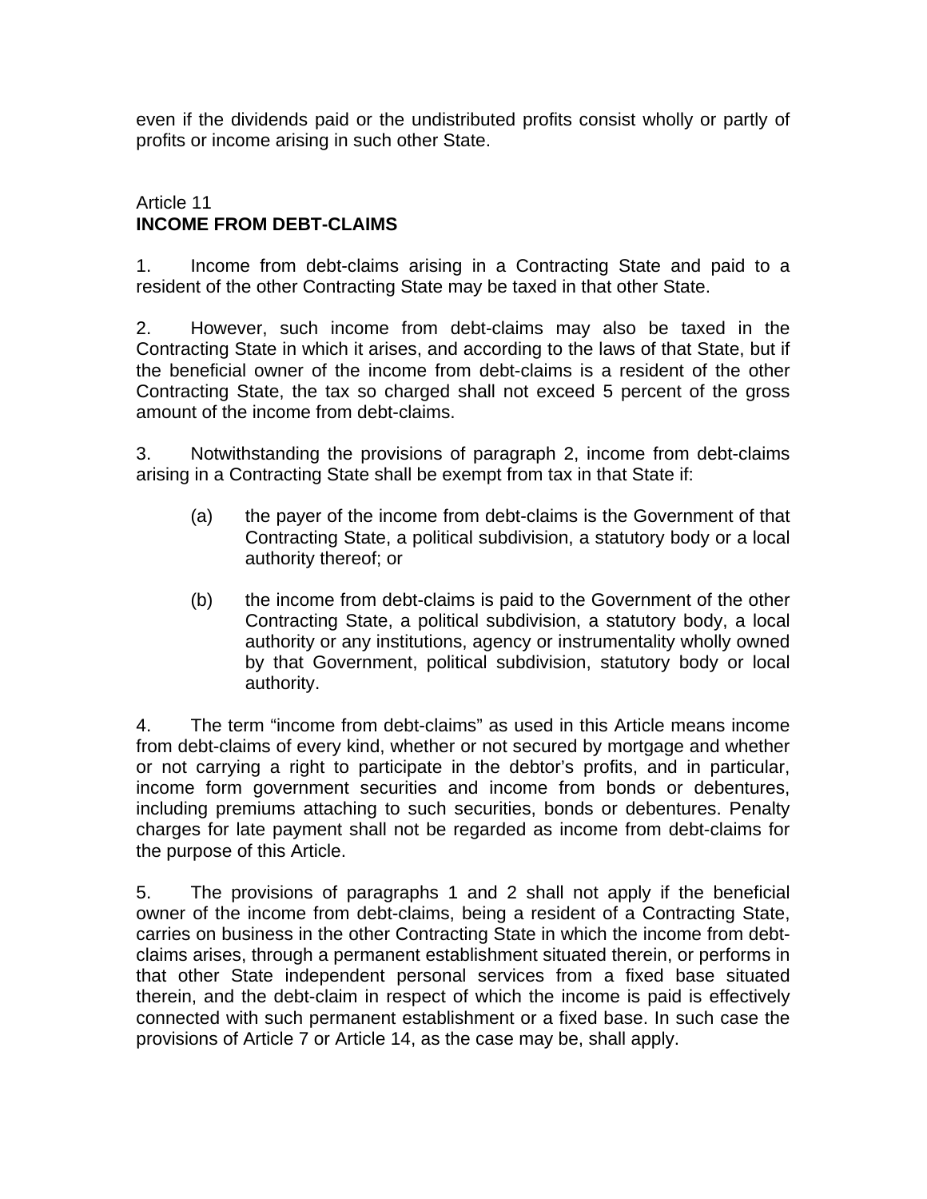even if the dividends paid or the undistributed profits consist wholly or partly of profits or income arising in such other State.

## Article 11
## INCOME FROM DEBT-CLAIMS

1. Income from debt-claims arising in a Contracting State and paid to a resident of the other Contracting State may be taxed in that other State.

2. However, such income from debt-claims may also be taxed in the Contracting State in which it arises, and according to the laws of that State, but if the beneficial owner of the income from debt-claims is a resident of the other Contracting State, the tax so charged shall not exceed 5 percent of the gross amount of the income from debt-claims.

3. Notwithstanding the provisions of paragraph 2, income from debt-claims arising in a Contracting State shall be exempt from tax in that State if:

   (a) the payer of the income from debt-claims is the Government of that Contracting State, a political subdivision, a statutory body or a local authority thereof; or

   (b) the income from debt-claims is paid to the Government of the other Contracting State, a political subdivision, a statutory body, a local authority or any institutions, agency or instrumentality wholly owned by that Government, political subdivision, statutory body or local authority.

4. The term “income from debt-claims” as used in this Article means income from debt-claims of every kind, whether or not secured by mortgage and whether or not carrying a right to participate in the debtor’s profits, and in particular, income form government securities and income from bonds or debentures, including premiums attaching to such securities, bonds or debentures. Penalty charges for late payment shall not be regarded as income from debt-claims for the purpose of this Article.

5. The provisions of paragraphs 1 and 2 shall not apply if the beneficial owner of the income from debt-claims, being a resident of a Contracting State, carries on business in the other Contracting State in which the income from debt-claims arises, through a permanent establishment situated therein, or performs in that other State independent personal services from a fixed base situated therein, and the debt-claim in respect of which the income is paid is effectively connected with such permanent establishment or a fixed base. In such case the provisions of Article 7 or Article 14, as the case may be, shall apply.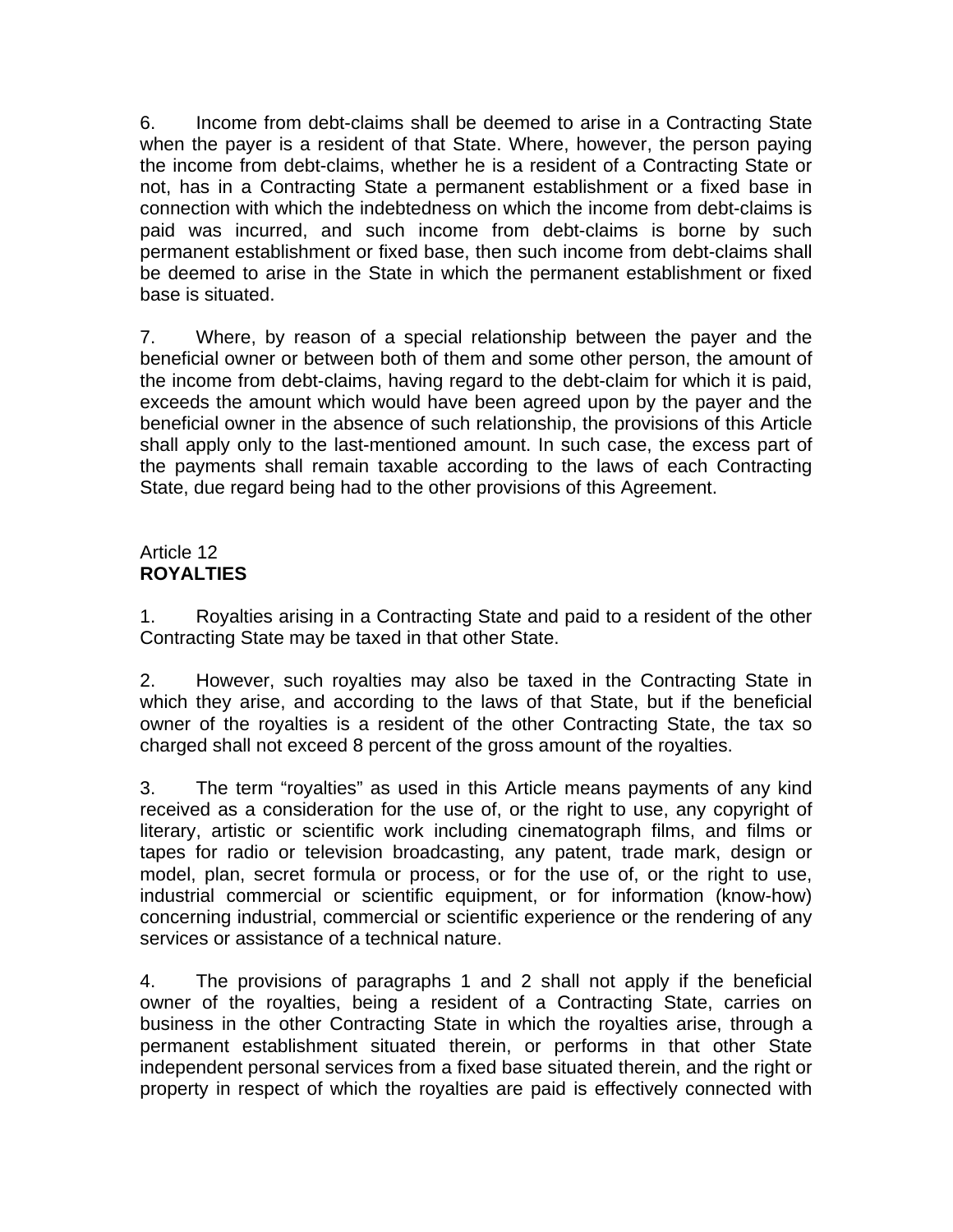6. Income from debt-claims shall be deemed to arise in a Contracting State when the payer is a resident of that State. Where, however, the person paying the income from debt-claims, whether he is a resident of a Contracting State or not, has in a Contracting State a permanent establishment or a fixed base in connection with which the indebtedness on which the income from debt-claims is paid was incurred, and such income from debt-claims is borne by such permanent establishment or fixed base, then such income from debt-claims shall be deemed to arise in the State in which the permanent establishment or fixed base is situated.

7. Where, by reason of a special relationship between the payer and the beneficial owner or between both of them and some other person, the amount of the income from debt-claims, having regard to the debt-claim for which it is paid, exceeds the amount which would have been agreed upon by the payer and the beneficial owner in the absence of such relationship, the provisions of this Article shall apply only to the last-mentioned amount. In such case, the excess part of the payments shall remain taxable according to the laws of each Contracting State, due regard being had to the other provisions of this Agreement.

## Article 12
## **ROYALTIES**

1. Royalties arising in a Contracting State and paid to a resident of the other Contracting State may be taxed in that other State.

2. However, such royalties may also be taxed in the Contracting State in which they arise, and according to the laws of that State, but if the beneficial owner of the royalties is a resident of the other Contracting State, the tax so charged shall not exceed 8 percent of the gross amount of the royalties.

3. The term "royalties" as used in this Article means payments of any kind received as a consideration for the use of, or the right to use, any copyright of literary, artistic or scientific work including cinematograph films, and films or tapes for radio or television broadcasting, any patent, trade mark, design or model, plan, secret formula or process, or for the use of, or the right to use, industrial commercial or scientific equipment, or for information (know-how) concerning industrial, commercial or scientific experience or the rendering of any services or assistance of a technical nature.

4. The provisions of paragraphs 1 and 2 shall not apply if the beneficial owner of the royalties, being a resident of a Contracting State, carries on business in the other Contracting State in which the royalties arise, through a permanent establishment situated therein, or performs in that other State independent personal services from a fixed base situated therein, and the right or property in respect of which the royalties are paid is effectively connected with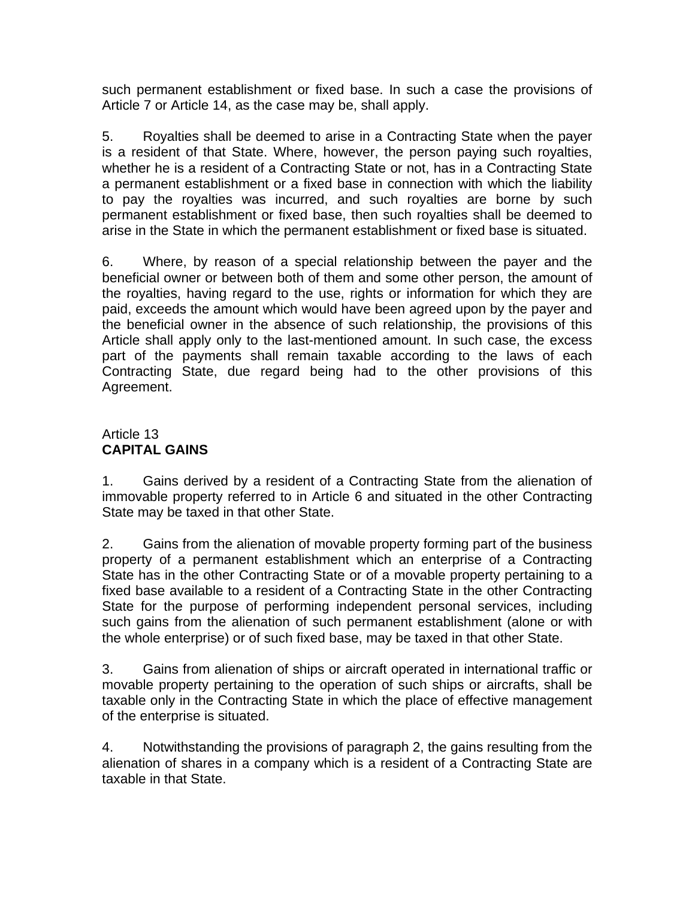such permanent establishment or fixed base. In such a case the provisions of Article 7 or Article 14, as the case may be, shall apply.

5. Royalties shall be deemed to arise in a Contracting State when the payer is a resident of that State. Where, however, the person paying such royalties, whether he is a resident of a Contracting State or not, has in a Contracting State a permanent establishment or a fixed base in connection with which the liability to pay the royalties was incurred, and such royalties are borne by such permanent establishment or fixed base, then such royalties shall be deemed to arise in the State in which the permanent establishment or fixed base is situated.

6. Where, by reason of a special relationship between the payer and the beneficial owner or between both of them and some other person, the amount of the royalties, having regard to the use, rights or information for which they are paid, exceeds the amount which would have been agreed upon by the payer and the beneficial owner in the absence of such relationship, the provisions of this Article shall apply only to the last-mentioned amount. In such case, the excess part of the payments shall remain taxable according to the laws of each Contracting State, due regard being had to the other provisions of this Agreement.

## Article 13
## **CAPITAL GAINS**

1. Gains derived by a resident of a Contracting State from the alienation of immovable property referred to in Article 6 and situated in the other Contracting State may be taxed in that other State.

2. Gains from the alienation of movable property forming part of the business property of a permanent establishment which an enterprise of a Contracting State has in the other Contracting State or of a movable property pertaining to a fixed base available to a resident of a Contracting State in the other Contracting State for the purpose of performing independent personal services, including such gains from the alienation of such permanent establishment (alone or with the whole enterprise) or of such fixed base, may be taxed in that other State.

3. Gains from alienation of ships or aircraft operated in international traffic or movable property pertaining to the operation of such ships or aircrafts, shall be taxable only in the Contracting State in which the place of effective management of the enterprise is situated.

4. Notwithstanding the provisions of paragraph 2, the gains resulting from the alienation of shares in a company which is a resident of a Contracting State are taxable in that State.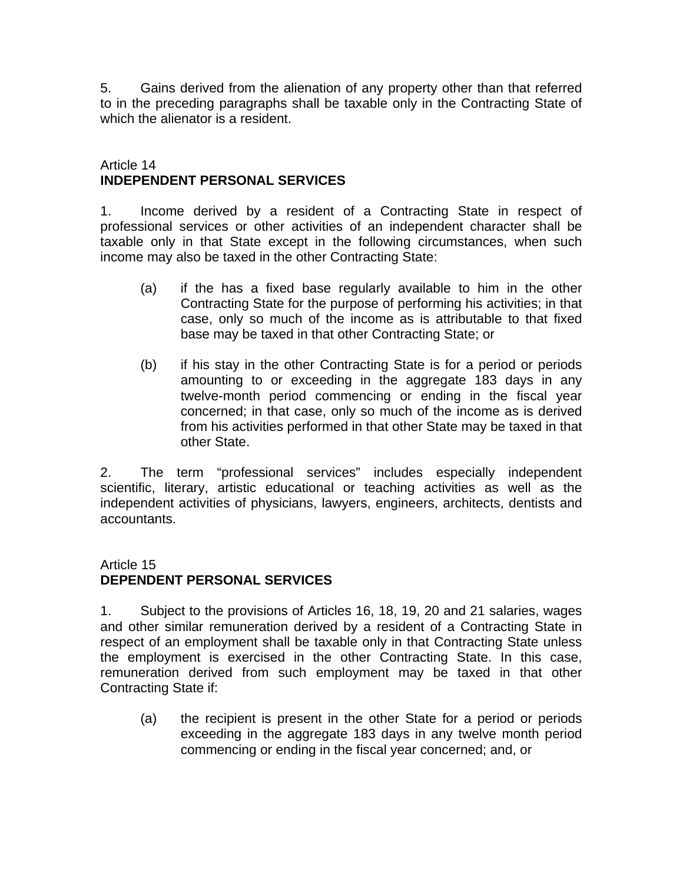5. Gains derived from the alienation of any property other than that referred to in the preceding paragraphs shall be taxable only in the Contracting State of which the alienator is a resident.

Article 14
**INDEPENDENT PERSONAL SERVICES**

1. Income derived by a resident of a Contracting State in respect of professional services or other activities of an independent character shall be taxable only in that State except in the following circumstances, when such income may also be taxed in the other Contracting State:

   (a) if the has a fixed base regularly available to him in the other Contracting State for the purpose of performing his activities; in that case, only so much of the income as is attributable to that fixed base may be taxed in that other Contracting State; or

   (b) if his stay in the other Contracting State is for a period or periods amounting to or exceeding in the aggregate 183 days in any twelve-month period commencing or ending in the fiscal year concerned; in that case, only so much of the income as is derived from his activities performed in that other State may be taxed in that other State.

2. The term "professional services" includes especially independent scientific, literary, artistic educational or teaching activities as well as the independent activities of physicians, lawyers, engineers, architects, dentists and accountants.

Article 15
**DEPENDENT PERSONAL SERVICES**

1. Subject to the provisions of Articles 16, 18, 19, 20 and 21 salaries, wages and other similar remuneration derived by a resident of a Contracting State in respect of an employment shall be taxable only in that Contracting State unless the employment is exercised in the other Contracting State. In this case, remuneration derived from such employment may be taxed in that other Contracting State if:

   (a) the recipient is present in the other State for a period or periods exceeding in the aggregate 183 days in any twelve month period commencing or ending in the fiscal year concerned; and, or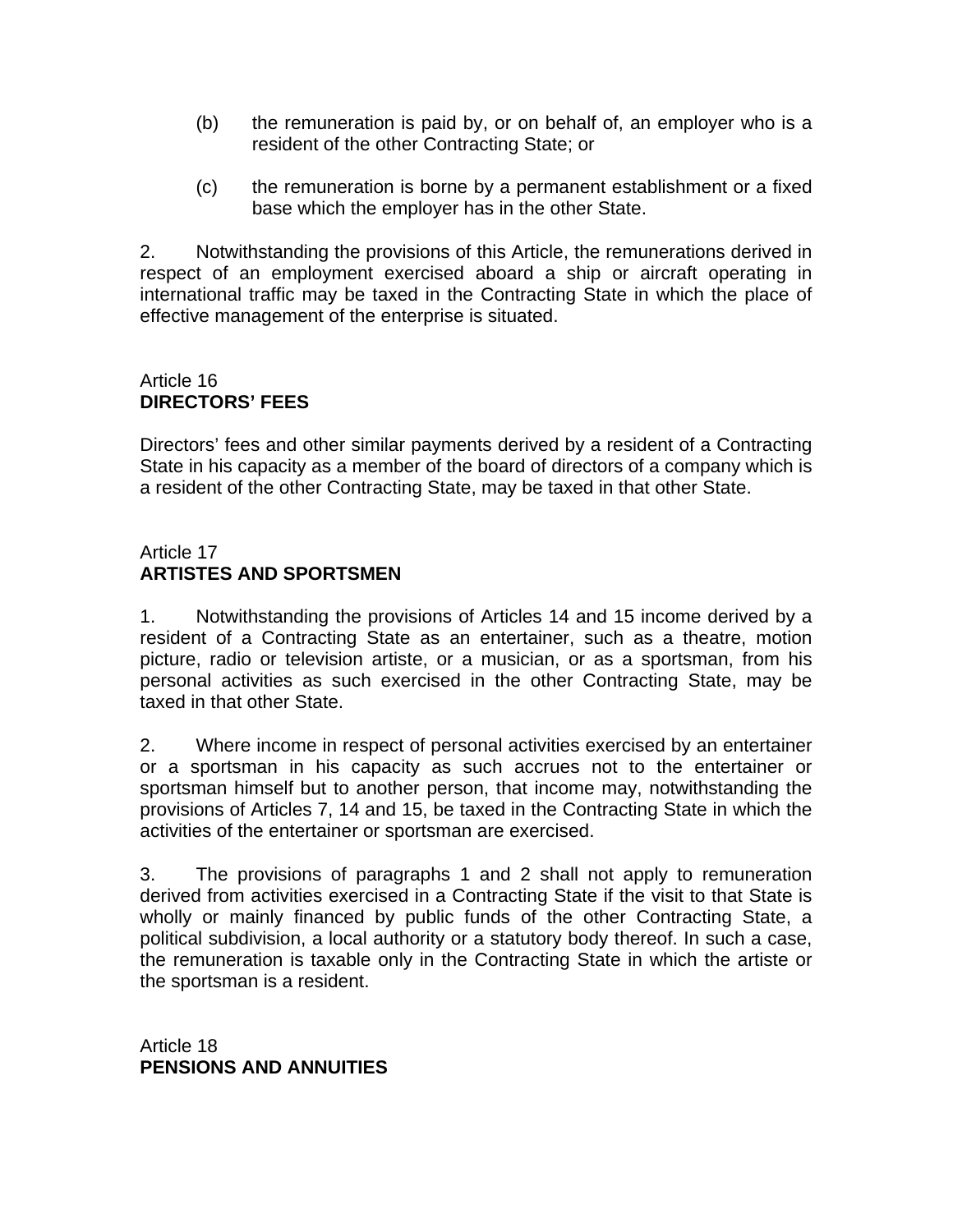(b) the remuneration is paid by, or on behalf of, an employer who is a resident of the other Contracting State; or

(c) the remuneration is borne by a permanent establishment or a fixed base which the employer has in the other State.

2. Notwithstanding the provisions of this Article, the remunerations derived in respect of an employment exercised aboard a ship or aircraft operating in international traffic may be taxed in the Contracting State in which the place of effective management of the enterprise is situated.

## Article 16
**DIRECTORS' FEES**

Directors' fees and other similar payments derived by a resident of a Contracting State in his capacity as a member of the board of directors of a company which is a resident of the other Contracting State, may be taxed in that other State.

## Article 17
**ARTISTES AND SPORTSMEN**

1. Notwithstanding the provisions of Articles 14 and 15 income derived by a resident of a Contracting State as an entertainer, such as a theatre, motion picture, radio or television artiste, or a musician, or as a sportsman, from his personal activities as such exercised in the other Contracting State, may be taxed in that other State.

2. Where income in respect of personal activities exercised by an entertainer or a sportsman in his capacity as such accrues not to the entertainer or sportsman himself but to another person, that income may, notwithstanding the provisions of Articles 7, 14 and 15, be taxed in the Contracting State in which the activities of the entertainer or sportsman are exercised.

3. The provisions of paragraphs 1 and 2 shall not apply to remuneration derived from activities exercised in a Contracting State if the visit to that State is wholly or mainly financed by public funds of the other Contracting State, a political subdivision, a local authority or a statutory body thereof. In such a case, the remuneration is taxable only in the Contracting State in which the artiste or the sportsman is a resident.

## Article 18
**PENSIONS AND ANNUITIES**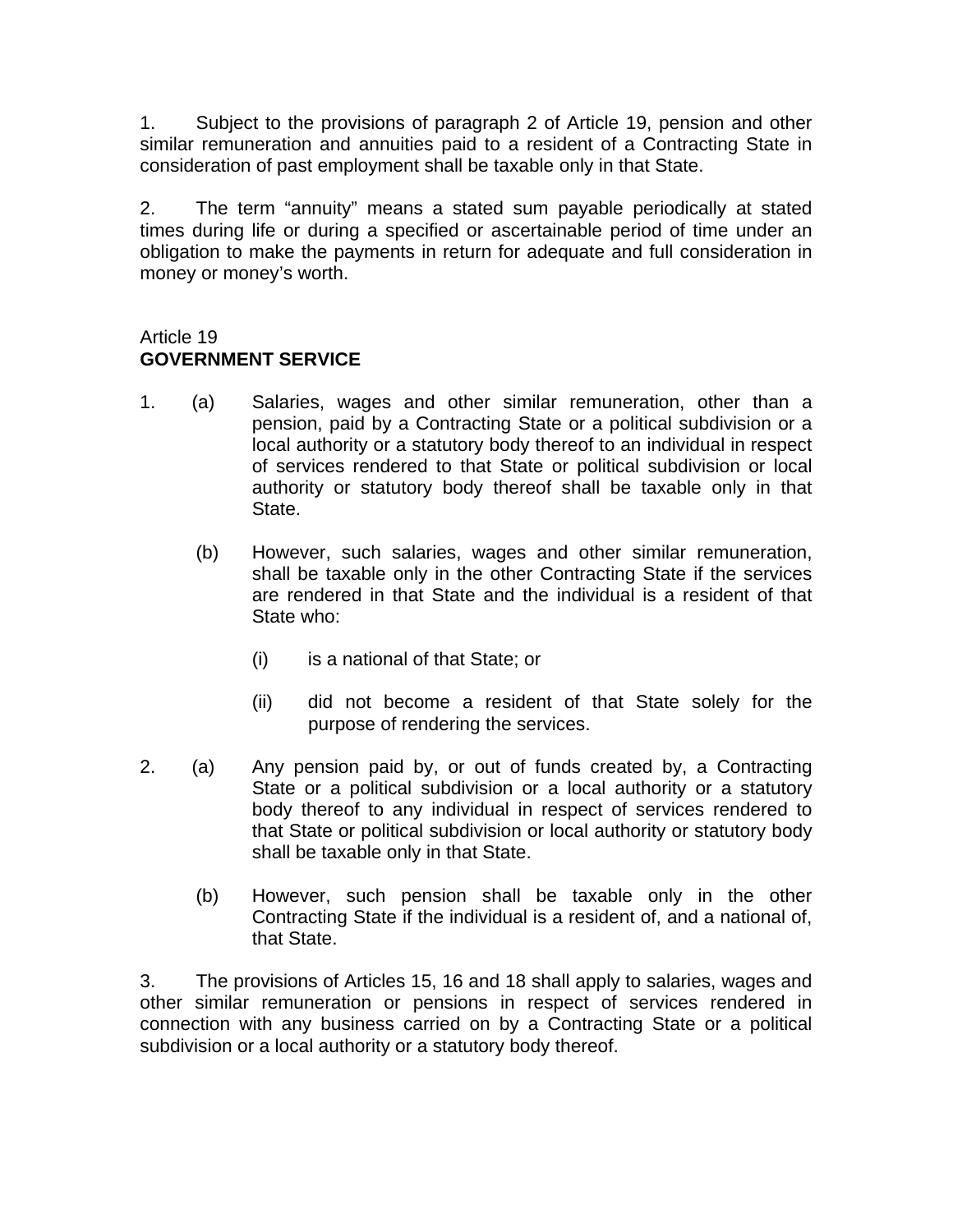1. Subject to the provisions of paragraph 2 of Article 19, pension and other similar remuneration and annuities paid to a resident of a Contracting State in consideration of past employment shall be taxable only in that State.

2. The term "annuity" means a stated sum payable periodically at stated times during life or during a specified or ascertainable period of time under an obligation to make the payments in return for adequate and full consideration in money or money's worth.

Article 19
**GOVERNMENT SERVICE**

1. (a) Salaries, wages and other similar remuneration, other than a pension, paid by a Contracting State or a political subdivision or a local authority or a statutory body thereof to an individual in respect of services rendered to that State or political subdivision or local authority or statutory body thereof shall be taxable only in that State.

   (b) However, such salaries, wages and other similar remuneration, shall be taxable only in the other Contracting State if the services are rendered in that State and the individual is a resident of that State who:

      (i) is a national of that State; or

      (ii) did not become a resident of that State solely for the purpose of rendering the services.

2. (a) Any pension paid by, or out of funds created by, a Contracting State or a political subdivision or a local authority or a statutory body thereof to any individual in respect of services rendered to that State or political subdivision or local authority or statutory body shall be taxable only in that State.

   (b) However, such pension shall be taxable only in the other Contracting State if the individual is a resident of, and a national of, that State.

3. The provisions of Articles 15, 16 and 18 shall apply to salaries, wages and other similar remuneration or pensions in respect of services rendered in connection with any business carried on by a Contracting State or a political subdivision or a local authority or a statutory body thereof.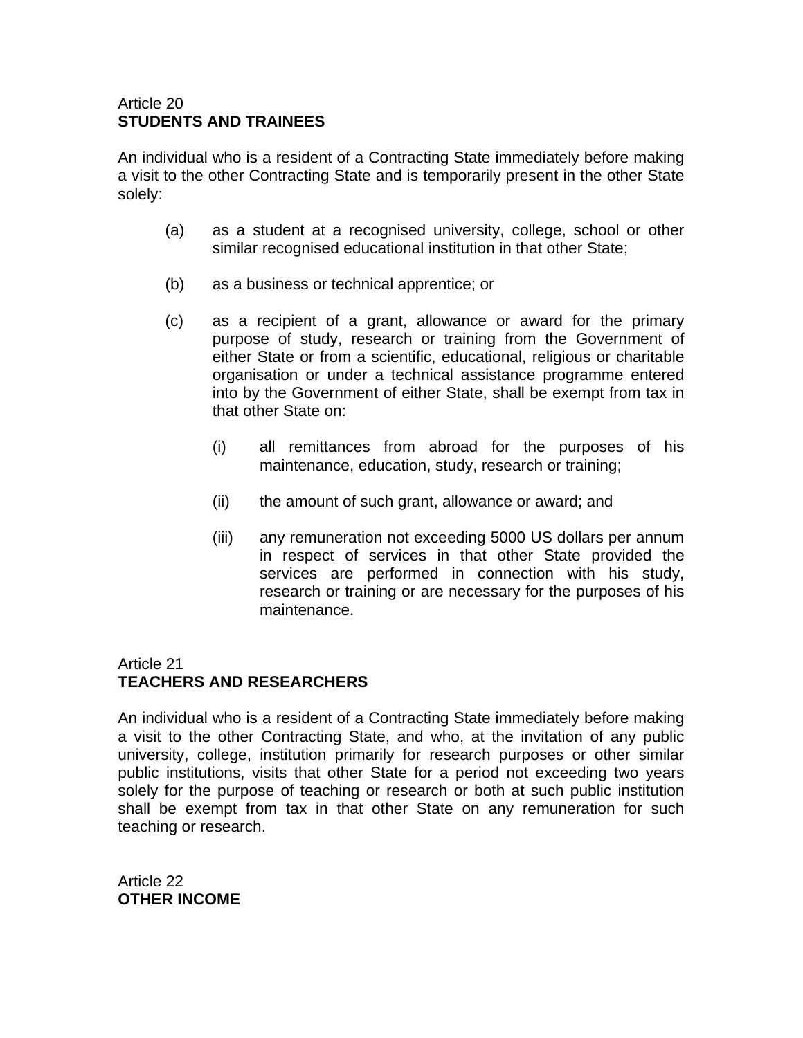Article 20
**STUDENTS AND TRAINEES**

An individual who is a resident of a Contracting State immediately before making a visit to the other Contracting State and is temporarily present in the other State solely:

(a) as a student at a recognised university, college, school or other similar recognised educational institution in that other State;

(b) as a business or technical apprentice; or

(c) as a recipient of a grant, allowance or award for the primary purpose of study, research or training from the Government of either State or from a scientific, educational, religious or charitable organisation or under a technical assistance programme entered into by the Government of either State, shall be exempt from tax in that other State on:

   (i) all remittances from abroad for the purposes of his maintenance, education, study, research or training;

   (ii) the amount of such grant, allowance or award; and

   (iii) any remuneration not exceeding 5000 US dollars per annum in respect of services in that other State provided the services are performed in connection with his study, research or training or are necessary for the purposes of his maintenance.

Article 21
**TEACHERS AND RESEARCHERS**

An individual who is a resident of a Contracting State immediately before making a visit to the other Contracting State, and who, at the invitation of any public university, college, institution primarily for research purposes or other similar public institutions, visits that other State for a period not exceeding two years solely for the purpose of teaching or research or both at such public institution shall be exempt from tax in that other State on any remuneration for such teaching or research.

Article 22
**OTHER INCOME**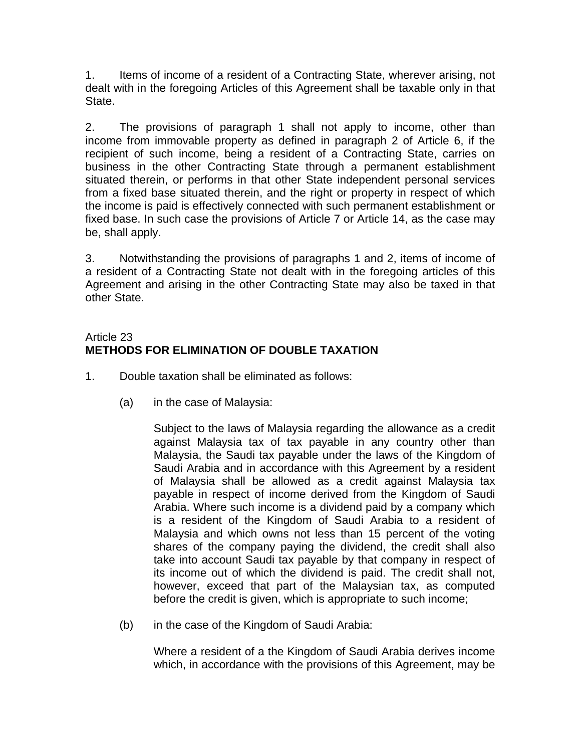1. Items of income of a resident of a Contracting State, wherever arising, not dealt with in the foregoing Articles of this Agreement shall be taxable only in that State.

2. The provisions of paragraph 1 shall not apply to income, other than income from immovable property as defined in paragraph 2 of Article 6, if the recipient of such income, being a resident of a Contracting State, carries on business in the other Contracting State through a permanent establishment situated therein, or performs in that other State independent personal services from a fixed base situated therein, and the right or property in respect of which the income is paid is effectively connected with such permanent establishment or fixed base. In such case the provisions of Article 7 or Article 14, as the case may be, shall apply.

3. Notwithstanding the provisions of paragraphs 1 and 2, items of income of a resident of a Contracting State not dealt with in the foregoing articles of this Agreement and arising in the other Contracting State may also be taxed in that other State.

## Article 23
## METHODS FOR ELIMINATION OF DOUBLE TAXATION

1. Double taxation shall be eliminated as follows:

   (a) in the case of Malaysia:

   Subject to the laws of Malaysia regarding the allowance as a credit against Malaysia tax of tax payable in any country other than Malaysia, the Saudi tax payable under the laws of the Kingdom of Saudi Arabia and in accordance with this Agreement by a resident of Malaysia shall be allowed as a credit against Malaysia tax payable in respect of income derived from the Kingdom of Saudi Arabia. Where such income is a dividend paid by a company which is a resident of the Kingdom of Saudi Arabia to a resident of Malaysia and which owns not less than 15 percent of the voting shares of the company paying the dividend, the credit shall also take into account Saudi tax payable by that company in respect of its income out of which the dividend is paid. The credit shall not, however, exceed that part of the Malaysian tax, as computed before the credit is given, which is appropriate to such income;

   (b) in the case of the Kingdom of Saudi Arabia:

   Where a resident of a the Kingdom of Saudi Arabia derives income which, in accordance with the provisions of this Agreement, may be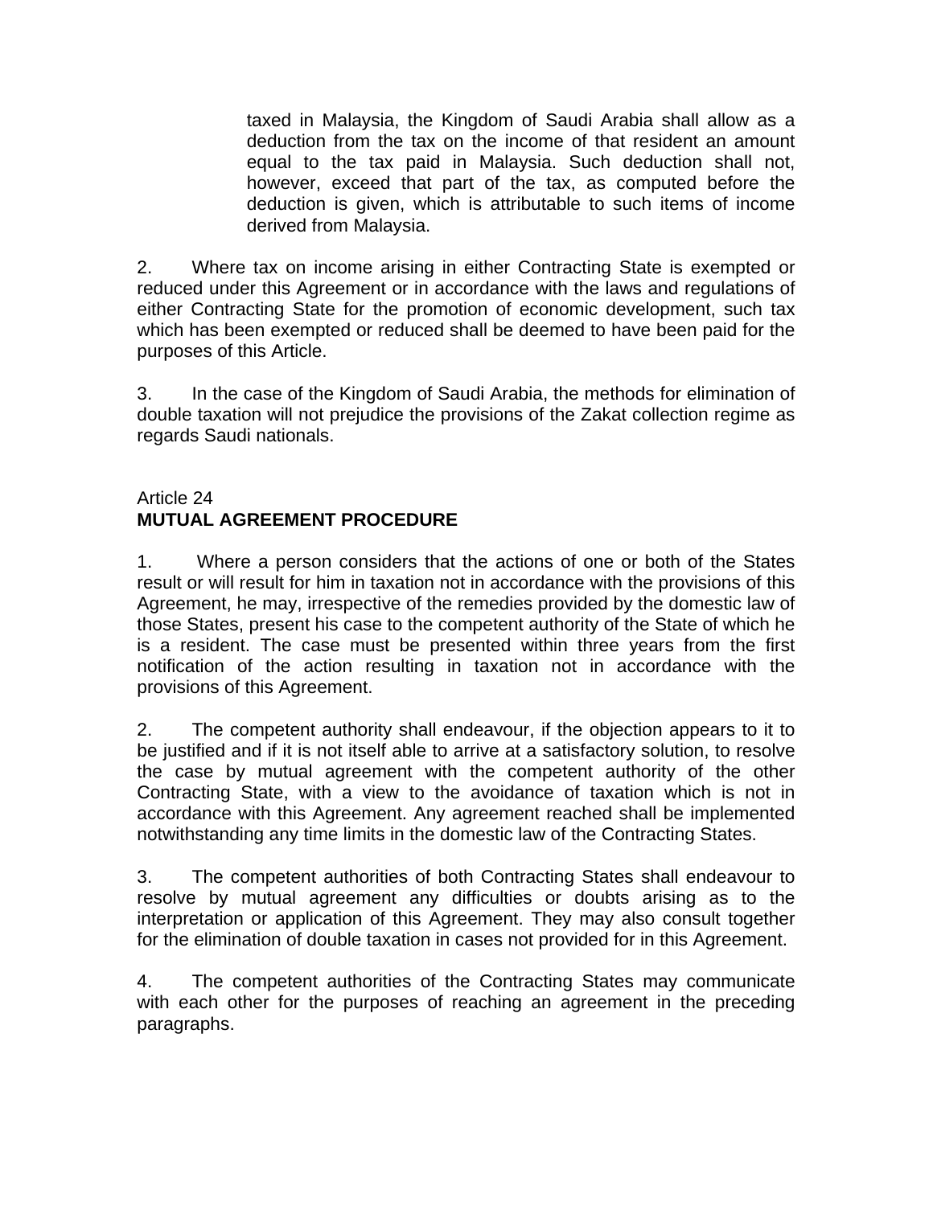taxed in Malaysia, the Kingdom of Saudi Arabia shall allow as a deduction from the tax on the income of that resident an amount equal to the tax paid in Malaysia. Such deduction shall not, however, exceed that part of the tax, as computed before the deduction is given, which is attributable to such items of income derived from Malaysia.

2. Where tax on income arising in either Contracting State is exempted or reduced under this Agreement or in accordance with the laws and regulations of either Contracting State for the promotion of economic development, such tax which has been exempted or reduced shall be deemed to have been paid for the purposes of this Article.

3. In the case of the Kingdom of Saudi Arabia, the methods for elimination of double taxation will not prejudice the provisions of the Zakat collection regime as regards Saudi nationals.

Article 24
**MUTUAL AGREEMENT PROCEDURE**

1. Where a person considers that the actions of one or both of the States result or will result for him in taxation not in accordance with the provisions of this Agreement, he may, irrespective of the remedies provided by the domestic law of those States, present his case to the competent authority of the State of which he is a resident. The case must be presented within three years from the first notification of the action resulting in taxation not in accordance with the provisions of this Agreement.

2. The competent authority shall endeavour, if the objection appears to it to be justified and if it is not itself able to arrive at a satisfactory solution, to resolve the case by mutual agreement with the competent authority of the other Contracting State, with a view to the avoidance of taxation which is not in accordance with this Agreement. Any agreement reached shall be implemented notwithstanding any time limits in the domestic law of the Contracting States.

3. The competent authorities of both Contracting States shall endeavour to resolve by mutual agreement any difficulties or doubts arising as to the interpretation or application of this Agreement. They may also consult together for the elimination of double taxation in cases not provided for in this Agreement.

4. The competent authorities of the Contracting States may communicate with each other for the purposes of reaching an agreement in the preceding paragraphs.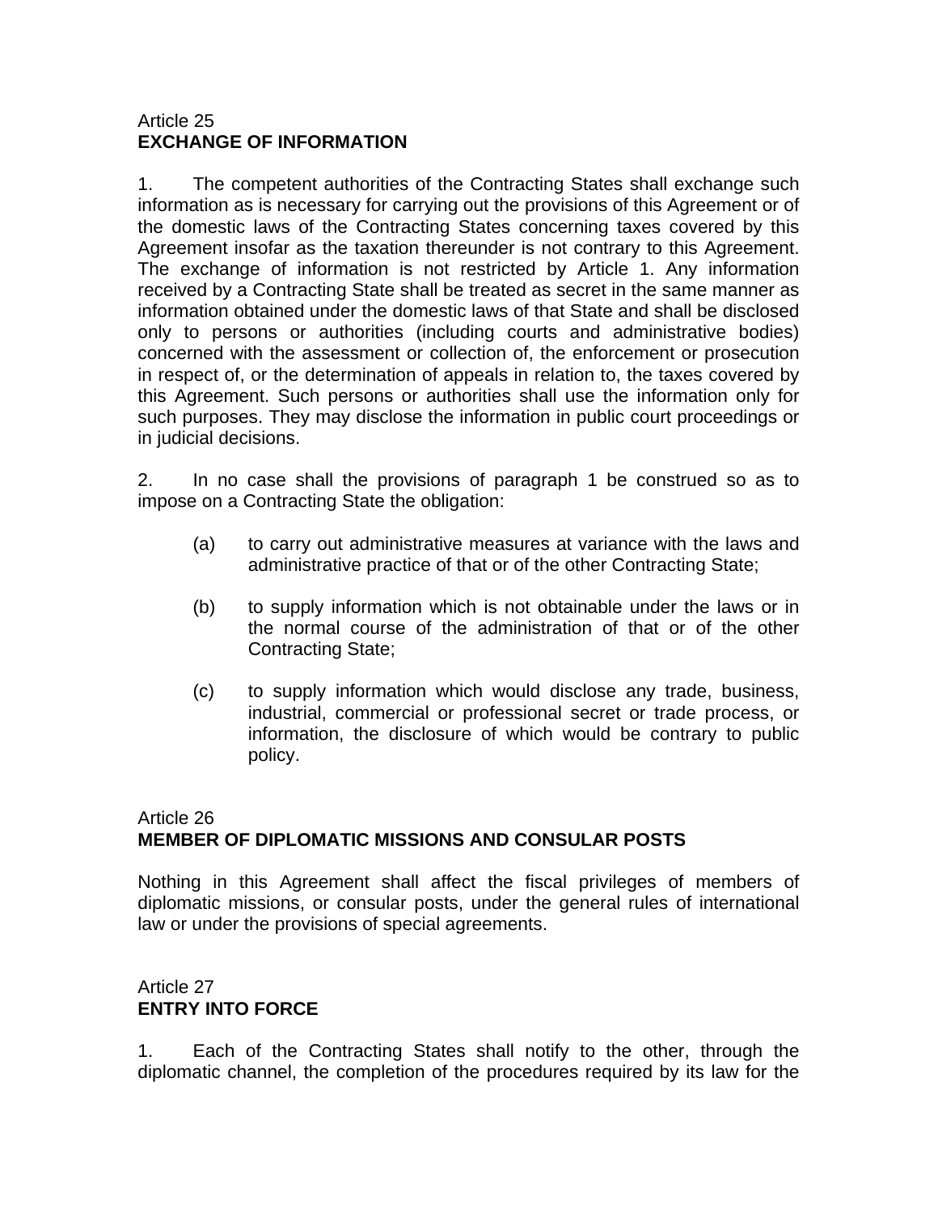Article 25
**EXCHANGE OF INFORMATION**

1. The competent authorities of the Contracting States shall exchange such information as is necessary for carrying out the provisions of this Agreement or of the domestic laws of the Contracting States concerning taxes covered by this Agreement insofar as the taxation thereunder is not contrary to this Agreement. The exchange of information is not restricted by Article 1. Any information received by a Contracting State shall be treated as secret in the same manner as information obtained under the domestic laws of that State and shall be disclosed only to persons or authorities (including courts and administrative bodies) concerned with the assessment or collection of, the enforcement or prosecution in respect of, or the determination of appeals in relation to, the taxes covered by this Agreement. Such persons or authorities shall use the information only for such purposes. They may disclose the information in public court proceedings or in judicial decisions.

2. In no case shall the provisions of paragraph 1 be construed so as to impose on a Contracting State the obligation:

(a) to carry out administrative measures at variance with the laws and administrative practice of that or of the other Contracting State;

(b) to supply information which is not obtainable under the laws or in the normal course of the administration of that or of the other Contracting State;

(c) to supply information which would disclose any trade, business, industrial, commercial or professional secret or trade process, or information, the disclosure of which would be contrary to public policy.

Article 26
**MEMBER OF DIPLOMATIC MISSIONS AND CONSULAR POSTS**

Nothing in this Agreement shall affect the fiscal privileges of members of diplomatic missions, or consular posts, under the general rules of international law or under the provisions of special agreements.

Article 27
**ENTRY INTO FORCE**

1. Each of the Contracting States shall notify to the other, through the diplomatic channel, the completion of the procedures required by its law for the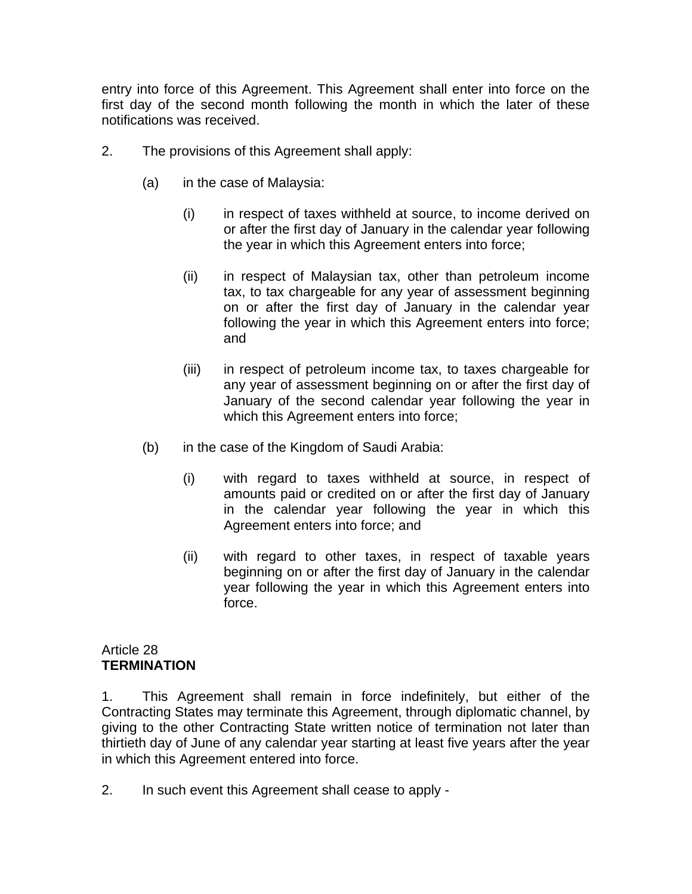entry into force of this Agreement. This Agreement shall enter into force on the first day of the second month following the month in which the later of these notifications was received.

2. The provisions of this Agreement shall apply:

(a) in the case of Malaysia:

(i) in respect of taxes withheld at source, to income derived on or after the first day of January in the calendar year following the year in which this Agreement enters into force;

(ii) in respect of Malaysian tax, other than petroleum income tax, to tax chargeable for any year of assessment beginning on or after the first day of January in the calendar year following the year in which this Agreement enters into force; and

(iii) in respect of petroleum income tax, to taxes chargeable for any year of assessment beginning on or after the first day of January of the second calendar year following the year in which this Agreement enters into force;

(b) in the case of the Kingdom of Saudi Arabia:

(i) with regard to taxes withheld at source, in respect of amounts paid or credited on or after the first day of January in the calendar year following the year in which this Agreement enters into force; and

(ii) with regard to other taxes, in respect of taxable years beginning on or after the first day of January in the calendar year following the year in which this Agreement enters into force.

Article 28
**TERMINATION**

1. This Agreement shall remain in force indefinitely, but either of the Contracting States may terminate this Agreement, through diplomatic channel, by giving to the other Contracting State written notice of termination not later than thirtieth day of June of any calendar year starting at least five years after the year in which this Agreement entered into force.

2. In such event this Agreement shall cease to apply -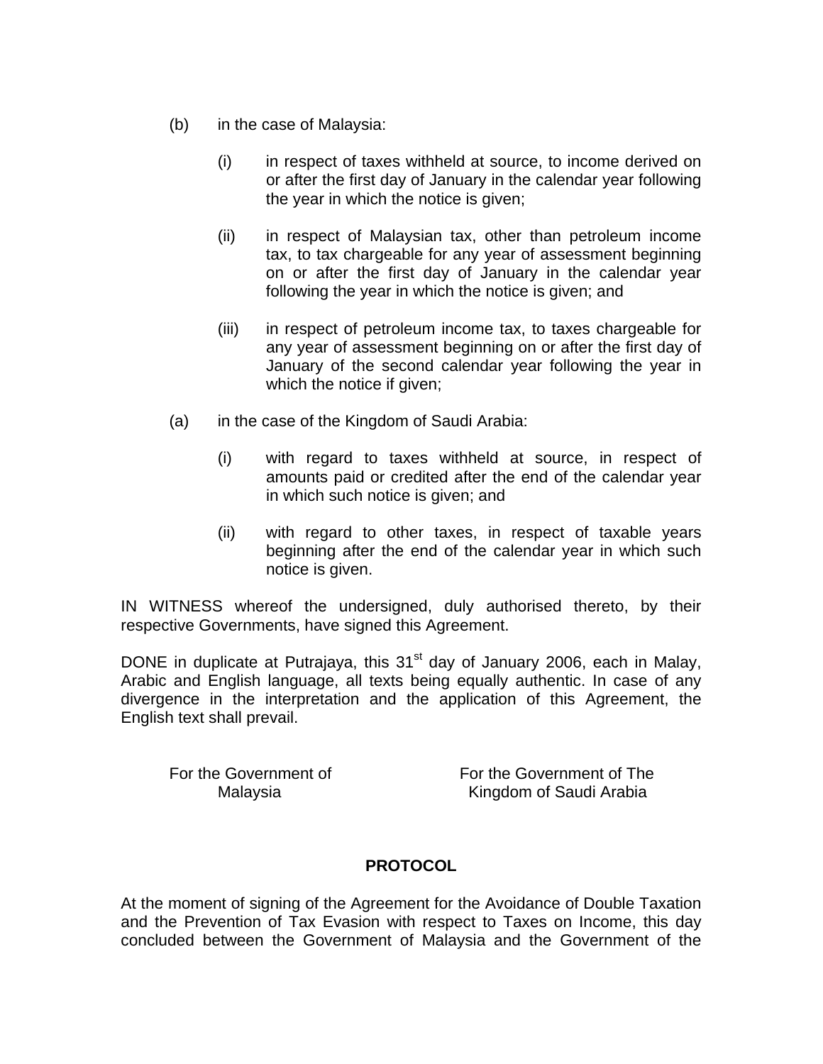(b) in the case of Malaysia:

   (i) in respect of taxes withheld at source, to income derived on or after the first day of January in the calendar year following the year in which the notice is given;

   (ii) in respect of Malaysian tax, other than petroleum income tax, to tax chargeable for any year of assessment beginning on or after the first day of January in the calendar year following the year in which the notice is given; and

   (iii) in respect of petroleum income tax, to taxes chargeable for any year of assessment beginning on or after the first day of January of the second calendar year following the year in which the notice if given;

(a) in the case of the Kingdom of Saudi Arabia:

   (i) with regard to taxes withheld at source, in respect of amounts paid or credited after the end of the calendar year in which such notice is given; and

   (ii) with regard to other taxes, in respect of taxable years beginning after the end of the calendar year in which such notice is given.

IN WITNESS whereof the undersigned, duly authorised thereto, by their respective Governments, have signed this Agreement.

DONE in duplicate at Putrajaya, this 31st day of January 2006, each in Malay, Arabic and English language, all texts being equally authentic. In case of any divergence in the interpretation and the application of this Agreement, the English text shall prevail.

| For the Government of Malaysia | For the Government of The Kingdom of Saudi Arabia |
|---|---|

**PROTOCOL**

At the moment of signing of the Agreement for the Avoidance of Double Taxation and the Prevention of Tax Evasion with respect to Taxes on Income, this day concluded between the Government of Malaysia and the Government of the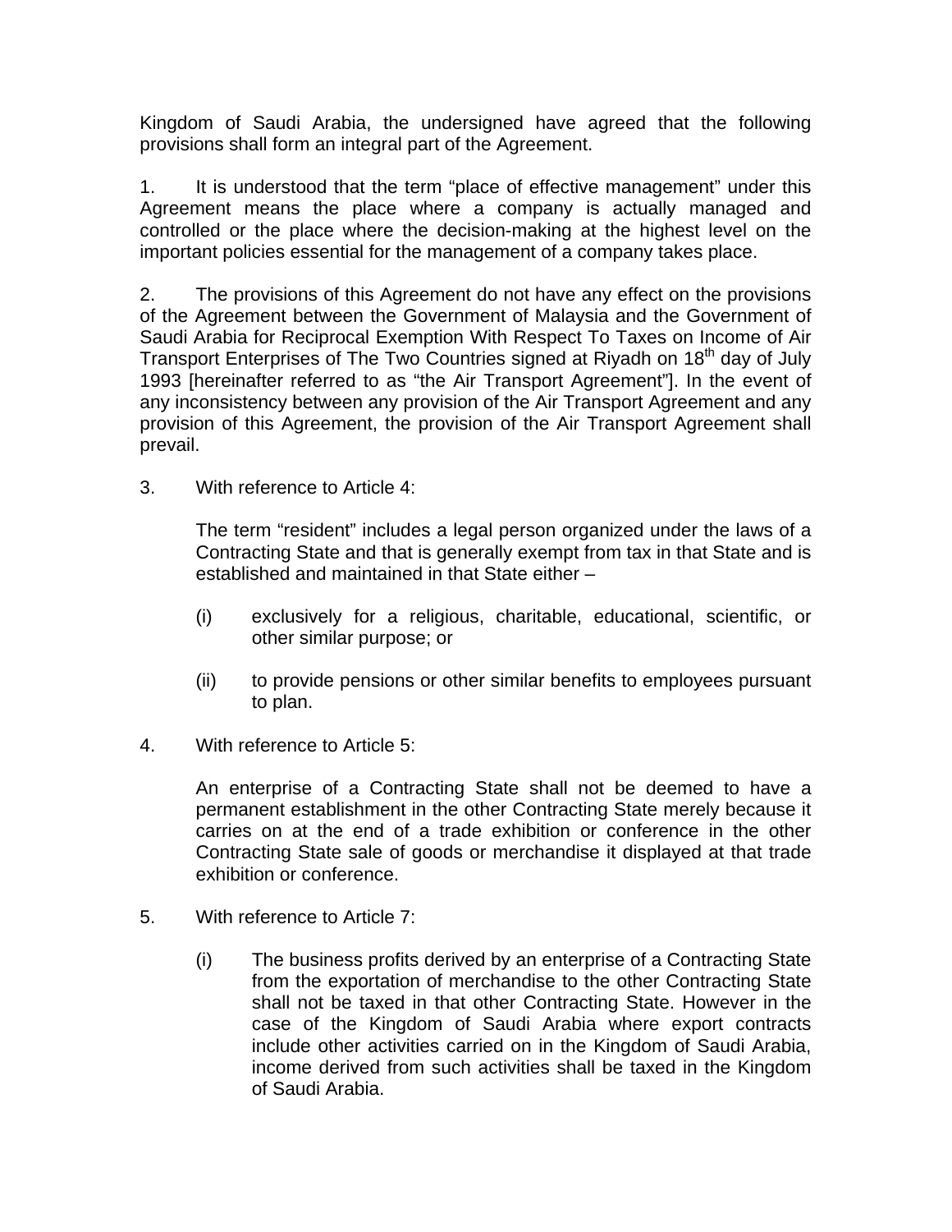Kingdom of Saudi Arabia, the undersigned have agreed that the following provisions shall form an integral part of the Agreement.

1. It is understood that the term "place of effective management" under this Agreement means the place where a company is actually managed and controlled or the place where the decision-making at the highest level on the important policies essential for the management of a company takes place.

2. The provisions of this Agreement do not have any effect on the provisions of the Agreement between the Government of Malaysia and the Government of Saudi Arabia for Reciprocal Exemption With Respect To Taxes on Income of Air Transport Enterprises of The Two Countries signed at Riyadh on 18th day of July 1993 [hereinafter referred to as "the Air Transport Agreement"]. In the event of any inconsistency between any provision of the Air Transport Agreement and any provision of this Agreement, the provision of the Air Transport Agreement shall prevail.

3. With reference to Article 4:

   The term "resident" includes a legal person organized under the laws of a Contracting State and that is generally exempt from tax in that State and is established and maintained in that State either –

   (i) exclusively for a religious, charitable, educational, scientific, or other similar purpose; or

   (ii) to provide pensions or other similar benefits to employees pursuant to plan.

4. With reference to Article 5:

   An enterprise of a Contracting State shall not be deemed to have a permanent establishment in the other Contracting State merely because it carries on at the end of a trade exhibition or conference in the other Contracting State sale of goods or merchandise it displayed at that trade exhibition or conference.

5. With reference to Article 7:

   (i) The business profits derived by an enterprise of a Contracting State from the exportation of merchandise to the other Contracting State shall not be taxed in that other Contracting State. However in the case of the Kingdom of Saudi Arabia where export contracts include other activities carried on in the Kingdom of Saudi Arabia, income derived from such activities shall be taxed in the Kingdom of Saudi Arabia.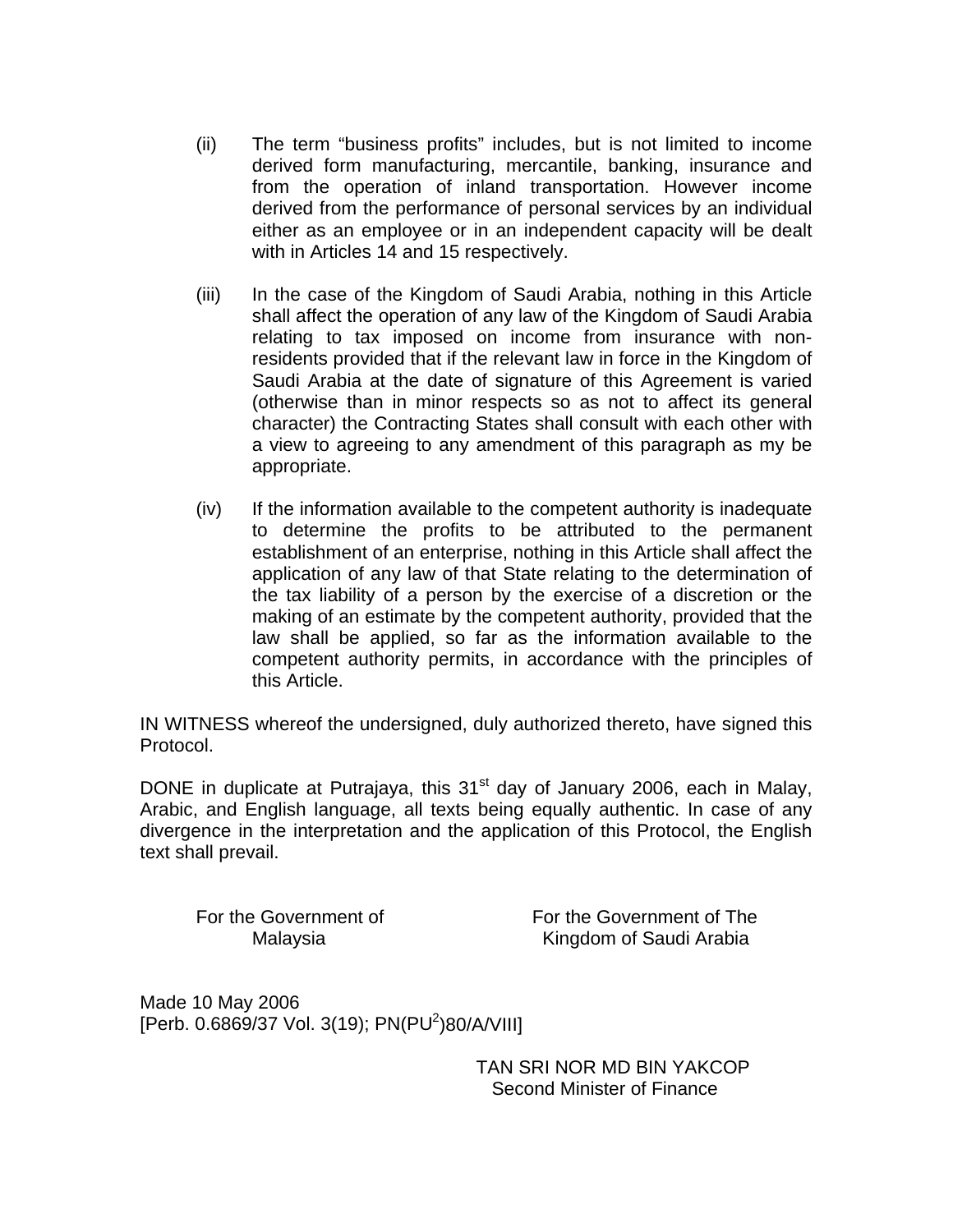(ii) The term “business profits” includes, but is not limited to income derived form manufacturing, mercantile, banking, insurance and from the operation of inland transportation. However income derived from the performance of personal services by an individual either as an employee or in an independent capacity will be dealt with in Articles 14 and 15 respectively.

(iii) In the case of the Kingdom of Saudi Arabia, nothing in this Article shall affect the operation of any law of the Kingdom of Saudi Arabia relating to tax imposed on income from insurance with non-residents provided that if the relevant law in force in the Kingdom of Saudi Arabia at the date of signature of this Agreement is varied (otherwise than in minor respects so as not to affect its general character) the Contracting States shall consult with each other with a view to agreeing to any amendment of this paragraph as my be appropriate.

(iv) If the information available to the competent authority is inadequate to determine the profits to be attributed to the permanent establishment of an enterprise, nothing in this Article shall affect the application of any law of that State relating to the determination of the tax liability of a person by the exercise of a discretion or the making of an estimate by the competent authority, provided that the law shall be applied, so far as the information available to the competent authority permits, in accordance with the principles of this Article.

IN WITNESS whereof the undersigned, duly authorized thereto, have signed this Protocol.

DONE in duplicate at Putrajaya, this 31st day of January 2006, each in Malay, Arabic, and English language, all texts being equally authentic. In case of any divergence in the interpretation and the application of this Protocol, the English text shall prevail.

For the Government of Malaysia

For the Government of The Kingdom of Saudi Arabia

Made 10 May 2006
[Perb. 0.6869/37 Vol. 3(19); PN(PU2)80/A/VIII]

TAN SRI NOR MD BIN YAKCOP
Second Minister of Finance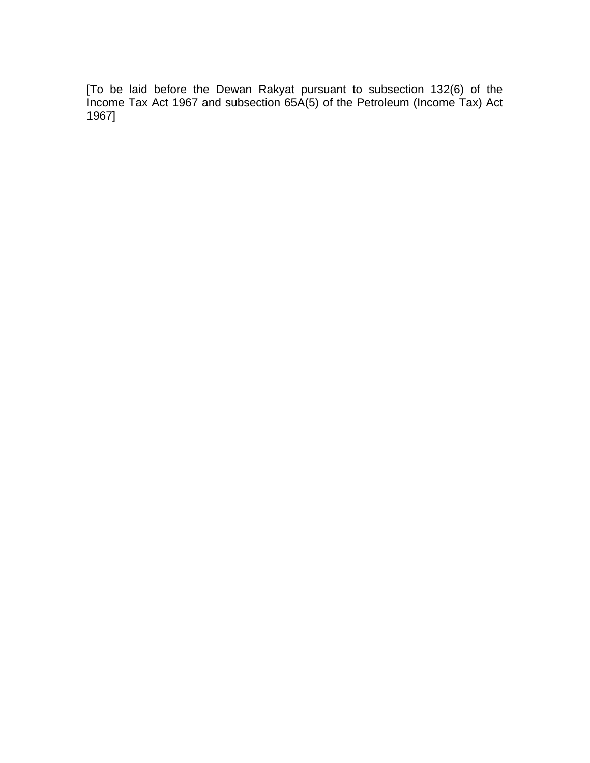[To be laid before the Dewan Rakyat pursuant to subsection 132(6) of the Income Tax Act 1967 and subsection 65A(5) of the Petroleum (Income Tax) Act 1967]